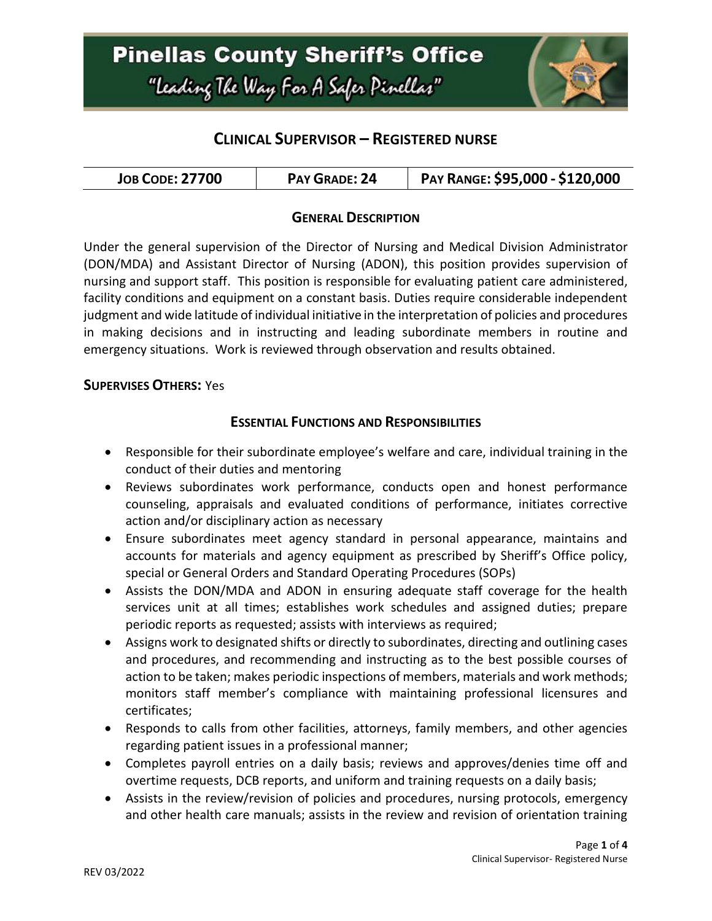# Pinellas County Sheriff's Office

"Leading The Way For A Safer Pinellas"

## CLINICAL SUPERVISOR – REGISTERED NURSE

| JOB CODE: 27700 | PAY GRADE: 24 | PAY RANGE: $95,000 - $120,000 |
| --- | --- | --- |

### GENERAL DESCRIPTION

Under the general supervision of the Director of Nursing and Medical Division Administrator (DON/MDA) and Assistant Director of Nursing (ADON), this position provides supervision of nursing and support staff. This position is responsible for evaluating patient care administered, facility conditions and equipment on a constant basis. Duties require considerable independent judgment and wide latitude of individual initiative in the interpretation of policies and procedures in making decisions and in instructing and leading subordinate members in routine and emergency situations. Work is reviewed through observation and results obtained.

**SUPERVISES OTHERS:** Yes

### ESSENTIAL FUNCTIONS AND RESPONSIBILITIES

- Responsible for their subordinate employee's welfare and care, individual training in the conduct of their duties and mentoring
- Reviews subordinates work performance, conducts open and honest performance counseling, appraisals and evaluated conditions of performance, initiates corrective action and/or disciplinary action as necessary
- Ensure subordinates meet agency standard in personal appearance, maintains and accounts for materials and agency equipment as prescribed by Sheriff's Office policy, special or General Orders and Standard Operating Procedures (SOPs)
- Assists the DON/MDA and ADON in ensuring adequate staff coverage for the health services unit at all times; establishes work schedules and assigned duties; prepare periodic reports as requested; assists with interviews as required;
- Assigns work to designated shifts or directly to subordinates, directing and outlining cases and procedures, and recommending and instructing as to the best possible courses of action to be taken; makes periodic inspections of members, materials and work methods; monitors staff member's compliance with maintaining professional licensures and certificates;
- Responds to calls from other facilities, attorneys, family members, and other agencies regarding patient issues in a professional manner;
- Completes payroll entries on a daily basis; reviews and approves/denies time off and overtime requests, DCB reports, and uniform and training requests on a daily basis;
- Assists in the review/revision of policies and procedures, nursing protocols, emergency and other health care manuals; assists in the review and revision of orientation training

REV 03/2022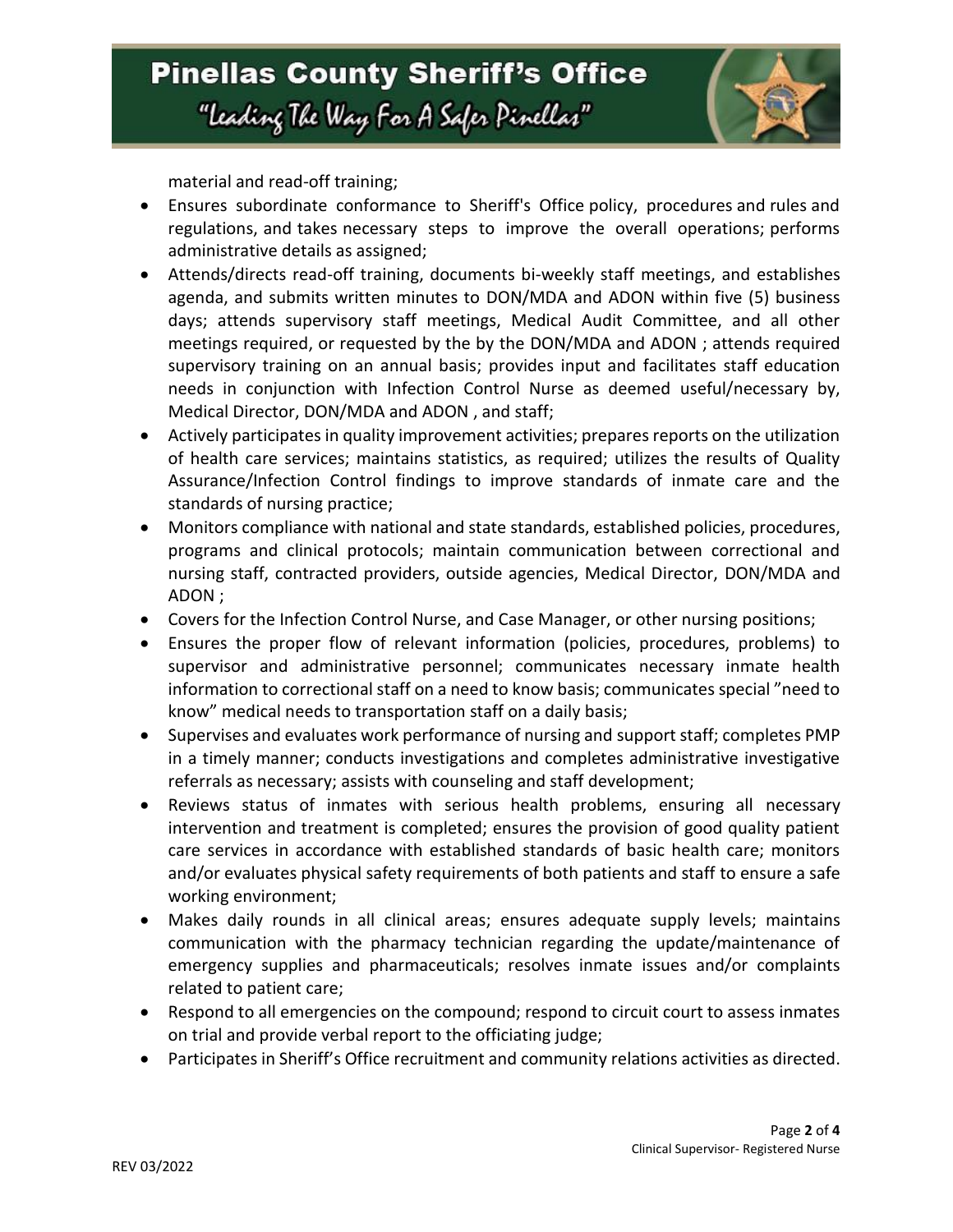material and read-off training;

- Ensures subordinate conformance to Sheriff's Office policy, procedures and rules and regulations, and takes necessary steps to improve the overall operations; performs administrative details as assigned;
- Attends/directs read-off training, documents bi-weekly staff meetings, and establishes agenda, and submits written minutes to DON/MDA and ADON within five (5) business days; attends supervisory staff meetings, Medical Audit Committee, and all other meetings required, or requested by the by the DON/MDA and ADON ; attends required supervisory training on an annual basis; provides input and facilitates staff education needs in conjunction with Infection Control Nurse as deemed useful/necessary by, Medical Director, DON/MDA and ADON , and staff;
- Actively participates in quality improvement activities; prepares reports on the utilization of health care services; maintains statistics, as required; utilizes the results of Quality Assurance/Infection Control findings to improve standards of inmate care and the standards of nursing practice;
- Monitors compliance with national and state standards, established policies, procedures, programs and clinical protocols; maintain communication between correctional and nursing staff, contracted providers, outside agencies, Medical Director, DON/MDA and ADON ;
- Covers for the Infection Control Nurse, and Case Manager, or other nursing positions;
- Ensures the proper flow of relevant information (policies, procedures, problems) to supervisor and administrative personnel; communicates necessary inmate health information to correctional staff on a need to know basis; communicates special "need to know" medical needs to transportation staff on a daily basis;
- Supervises and evaluates work performance of nursing and support staff; completes PMP in a timely manner; conducts investigations and completes administrative investigative referrals as necessary; assists with counseling and staff development;
- Reviews status of inmates with serious health problems, ensuring all necessary intervention and treatment is completed; ensures the provision of good quality patient care services in accordance with established standards of basic health care; monitors and/or evaluates physical safety requirements of both patients and staff to ensure a safe working environment;
- Makes daily rounds in all clinical areas; ensures adequate supply levels; maintains communication with the pharmacy technician regarding the update/maintenance of emergency supplies and pharmaceuticals; resolves inmate issues and/or complaints related to patient care;
- Respond to all emergencies on the compound; respond to circuit court to assess inmates on trial and provide verbal report to the officiating judge;
- Participates in Sheriff's Office recruitment and community relations activities as directed.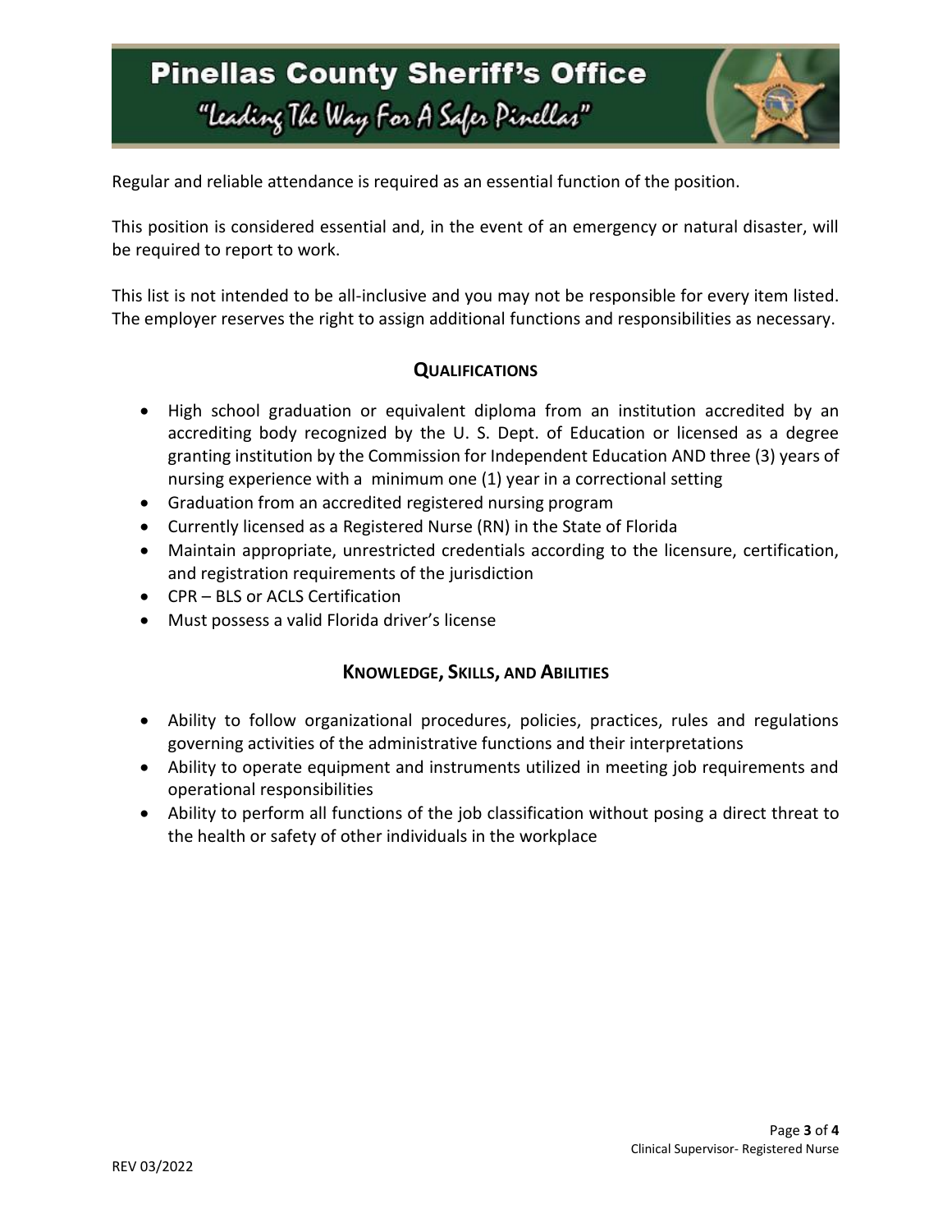Regular and reliable attendance is required as an essential function of the position.

This position is considered essential and, in the event of an emergency or natural disaster, will be required to report to work.

This list is not intended to be all-inclusive and you may not be responsible for every item listed. The employer reserves the right to assign additional functions and responsibilities as necessary.

## QUALIFICATIONS

- High school graduation or equivalent diploma from an institution accredited by an accrediting body recognized by the U. S. Dept. of Education or licensed as a degree granting institution by the Commission for Independent Education AND three (3) years of nursing experience with a minimum one (1) year in a correctional setting
- Graduation from an accredited registered nursing program
- Currently licensed as a Registered Nurse (RN) in the State of Florida
- Maintain appropriate, unrestricted credentials according to the licensure, certification, and registration requirements of the jurisdiction
- CPR – BLS or ACLS Certification
- Must possess a valid Florida driver's license

## KNOWLEDGE, SKILLS, AND ABILITIES

- Ability to follow organizational procedures, policies, practices, rules and regulations governing activities of the administrative functions and their interpretations
- Ability to operate equipment and instruments utilized in meeting job requirements and operational responsibilities
- Ability to perform all functions of the job classification without posing a direct threat to the health or safety of other individuals in the workplace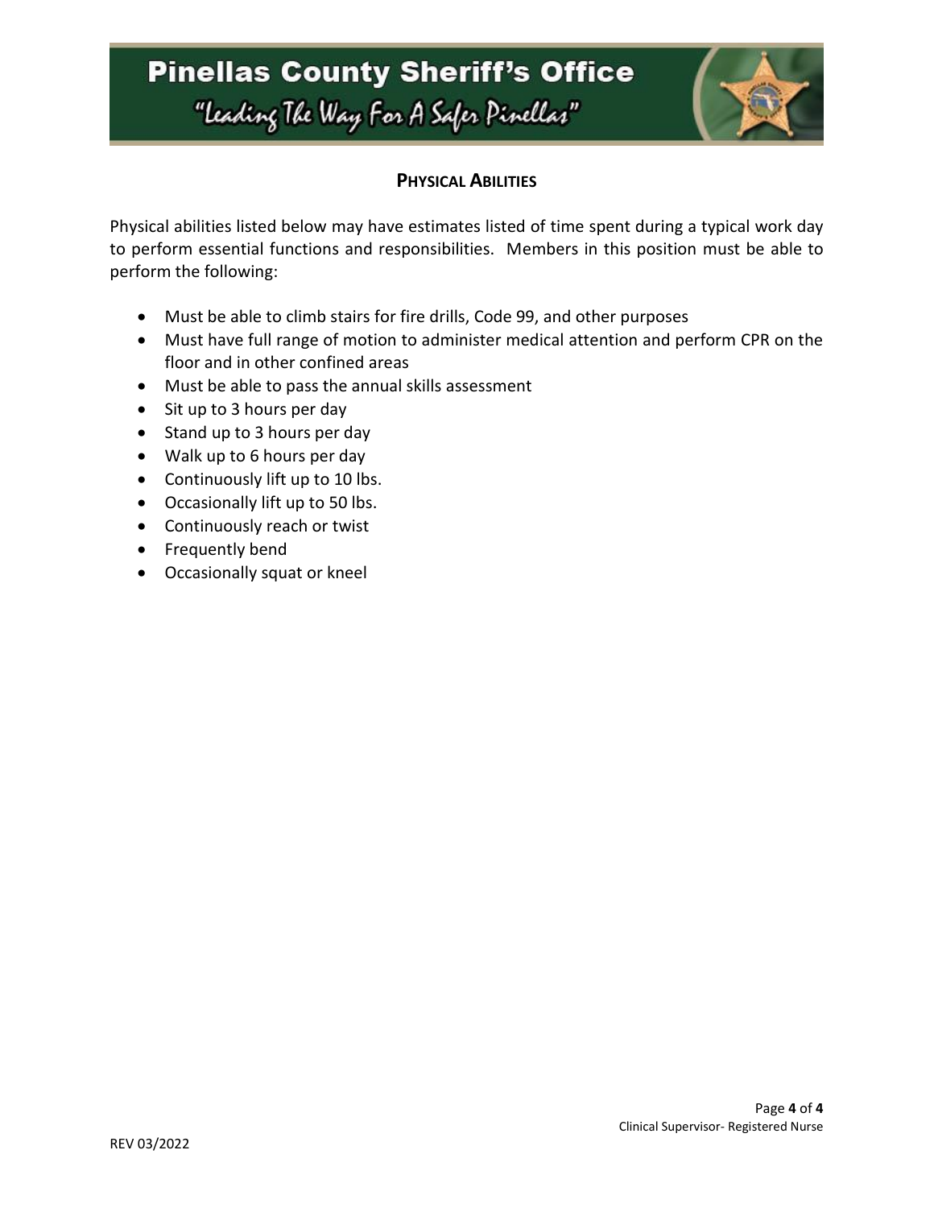## PHYSICAL ABILITIES

Physical abilities listed below may have estimates listed of time spent during a typical work day to perform essential functions and responsibilities. Members in this position must be able to perform the following:

- Must be able to climb stairs for fire drills, Code 99, and other purposes
- Must have full range of motion to administer medical attention and perform CPR on the floor and in other confined areas
- Must be able to pass the annual skills assessment
- Sit up to 3 hours per day
- Stand up to 3 hours per day
- Walk up to 6 hours per day
- Continuously lift up to 10 lbs.
- Occasionally lift up to 50 lbs.
- Continuously reach or twist
- Frequently bend
- Occasionally squat or kneel